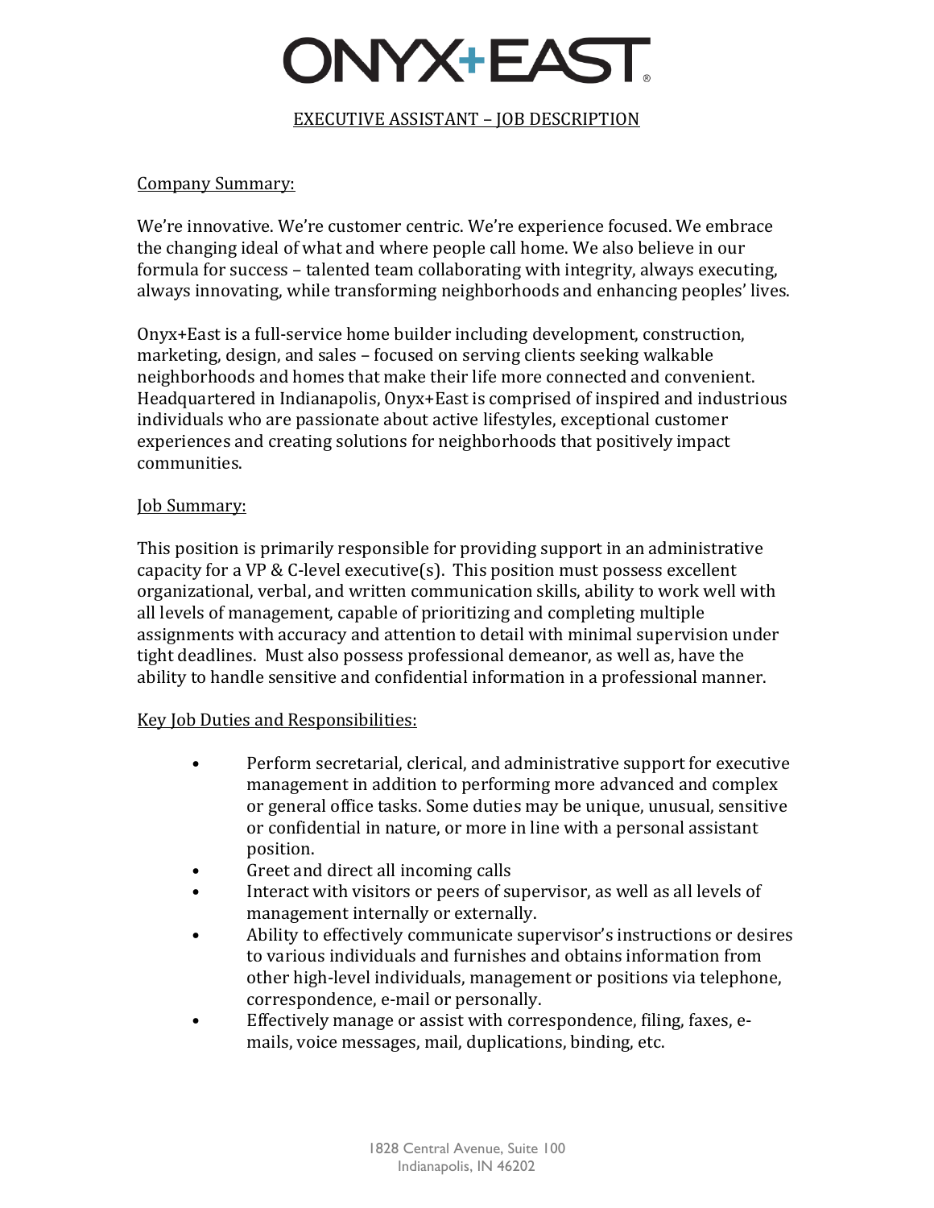# ONYX+EAST

## EXECUTIVE ASSISTANT – JOB DESCRIPTION

### Company Summary:

We're innovative. We're customer centric. We're experience focused. We embrace the changing ideal of what and where people call home. We also believe in our formula for success – talented team collaborating with integrity, always executing, always innovating, while transforming neighborhoods and enhancing peoples' lives.

Onyx+East is a full-service home builder including development, construction, marketing, design, and sales – focused on serving clients seeking walkable neighborhoods and homes that make their life more connected and convenient. Headquartered in Indianapolis, Onyx+East is comprised of inspired and industrious individuals who are passionate about active lifestyles, exceptional customer experiences and creating solutions for neighborhoods that positively impact communities.

### Job Summary:

This position is primarily responsible for providing support in an administrative capacity for a VP & C-level executive(s). This position must possess excellent organizational, verbal, and written communication skills, ability to work well with all levels of management, capable of prioritizing and completing multiple assignments with accuracy and attention to detail with minimal supervision under tight deadlines. Must also possess professional demeanor, as well as, have the ability to handle sensitive and confidential information in a professional manner.

### Key Job Duties and Responsibilities:

- Perform secretarial, clerical, and administrative support for executive management in addition to performing more advanced and complex or general office tasks. Some duties may be unique, unusual, sensitive or confidential in nature, or more in line with a personal assistant position.
- Greet and direct all incoming calls
- Interact with visitors or peers of supervisor, as well as all levels of management internally or externally.
- Ability to effectively communicate supervisor's instructions or desires to various individuals and furnishes and obtains information from other high-level individuals, management or positions via telephone, correspondence, e-mail or personally.
- Effectively manage or assist with correspondence, filing, faxes, e-mails, voice messages, mail, duplications, binding, etc.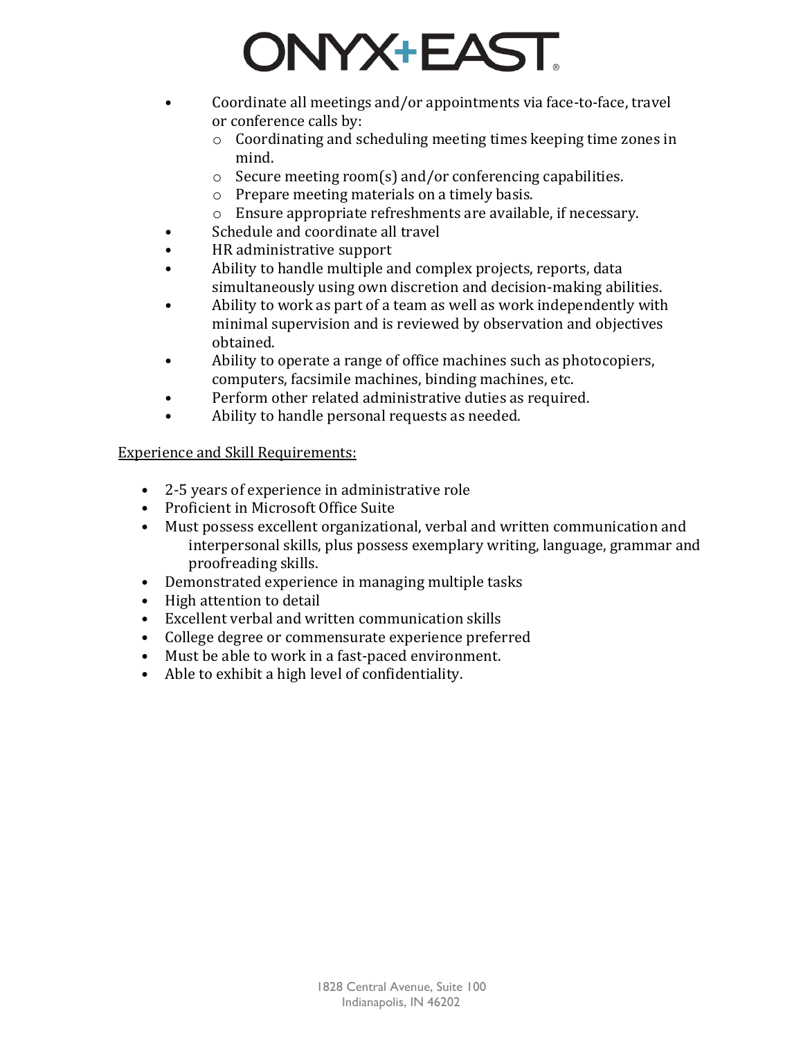- Coordinate all meetings and/or appointments via face-to-face, travel or conference calls by:
  - Coordinating and scheduling meeting times keeping time zones in mind.
  - Secure meeting room(s) and/or conferencing capabilities.
  - Prepare meeting materials on a timely basis.
  - Ensure appropriate refreshments are available, if necessary.
- Schedule and coordinate all travel
- HR administrative support
- Ability to handle multiple and complex projects, reports, data simultaneously using own discretion and decision-making abilities.
- Ability to work as part of a team as well as work independently with minimal supervision and is reviewed by observation and objectives obtained.
- Ability to operate a range of office machines such as photocopiers, computers, facsimile machines, binding machines, etc.
- Perform other related administrative duties as required.
- Ability to handle personal requests as needed.

<u>Experience and Skill Requirements:</u>

- 2-5 years of experience in administrative role
- Proficient in Microsoft Office Suite
- Must possess excellent organizational, verbal and written communication and interpersonal skills, plus possess exemplary writing, language, grammar and proofreading skills.
- Demonstrated experience in managing multiple tasks
- High attention to detail
- Excellent verbal and written communication skills
- College degree or commensurate experience preferred
- Must be able to work in a fast-paced environment.
- Able to exhibit a high level of confidentiality.